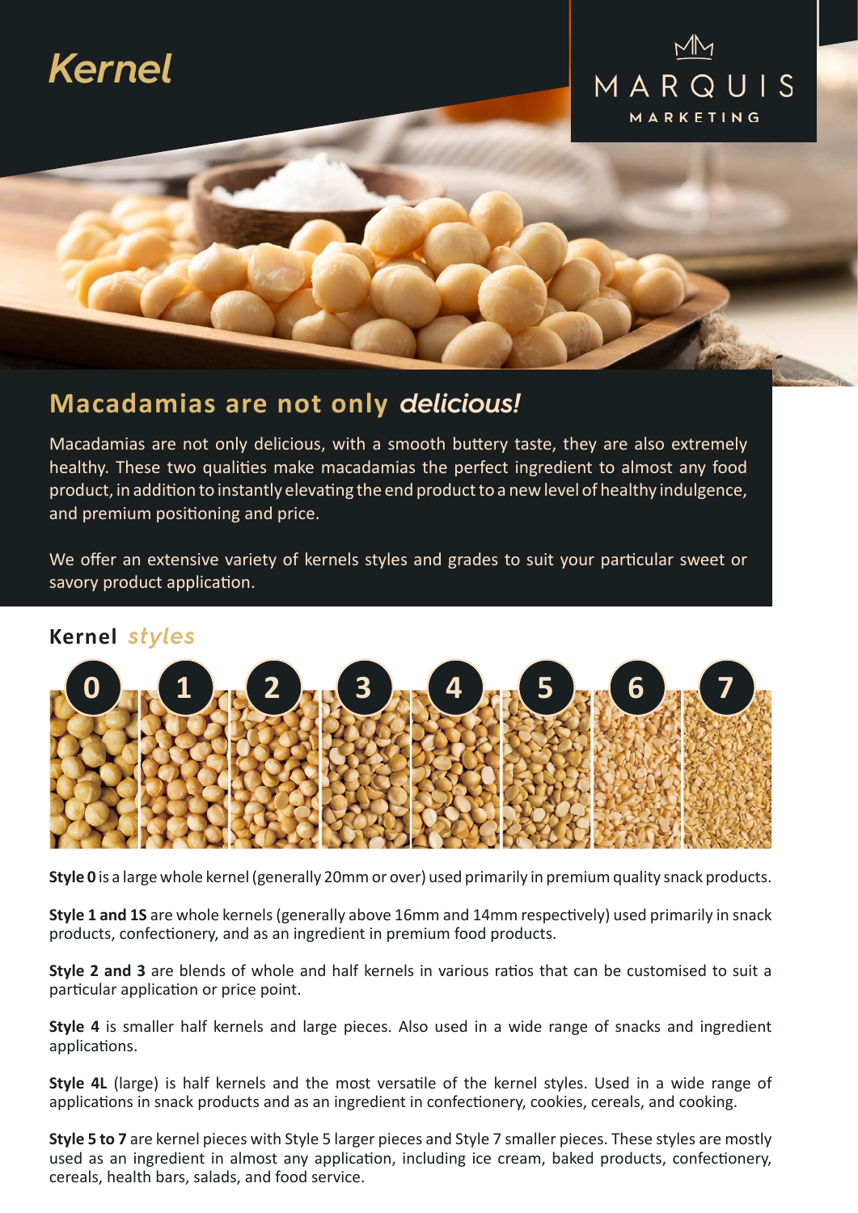# Kernel

MARQUIS MARKETING

## Macadamias are not only *delicious!*

Macadamias are not only delicious, with a smooth buttery taste, they are also extremely healthy. These two qualities make macadamias the perfect ingredient to almost any food product, in addition to instantly elevating the end product to a new level of healthy indulgence, and premium positioning and price.

We offer an extensive variety of kernels styles and grades to suit your particular sweet or savory product application.

## Kernel *styles*

0 1 2 3 4 5 6 7

**Style 0** is a large whole kernel (generally 20mm or over) used primarily in premium quality snack products.

**Style 1 and 1S** are whole kernels (generally above 16mm and 14mm respectively) used primarily in snack products, confectionery, and as an ingredient in premium food products.

**Style 2 and 3** are blends of whole and half kernels in various ratios that can be customised to suit a particular application or price point.

**Style 4** is smaller half kernels and large pieces. Also used in a wide range of snacks and ingredient applications.

**Style 4L** (large) is half kernels and the most versatile of the kernel styles. Used in a wide range of applications in snack products and as an ingredient in confectionery, cookies, cereals, and cooking.

**Style 5 to 7** are kernel pieces with Style 5 larger pieces and Style 7 smaller pieces. These styles are mostly used as an ingredient in almost any application, including ice cream, baked products, confectionery, cereals, health bars, salads, and food service.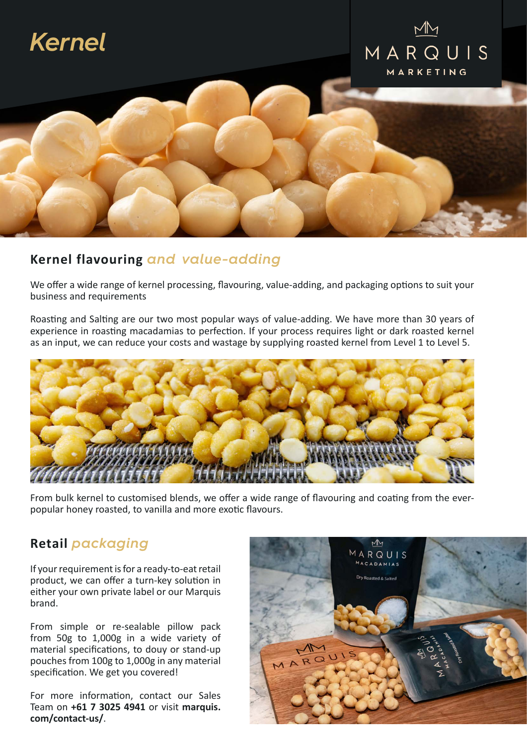# Kernel

## Kernel flavouring *and value-adding*

We offer a wide range of kernel processing, flavouring, value-adding, and packaging options to suit your business and requirements

Roasting and Salting are our two most popular ways of value-adding. We have more than 30 years of experience in roasting macadamias to perfection. If your process requires light or dark roasted kernel as an input, we can reduce your costs and wastage by supplying roasted kernel from Level 1 to Level 5.

From bulk kernel to customised blends, we offer a wide range of flavouring and coating from the ever-popular honey roasted, to vanilla and more exotic flavours.

## Retail *packaging*

If your requirement is for a ready-to-eat retail product, we can offer a turn-key solution in either your own private label or our Marquis brand.

From simple or re-sealable pillow pack from 50g to 1,000g in a wide variety of material specifications, to douy or stand-up pouches from 100g to 1,000g in any material specification. We get you covered!

For more information, contact our Sales Team on **+61 7 3025 4941** or visit **marquis.com/contact-us/**.